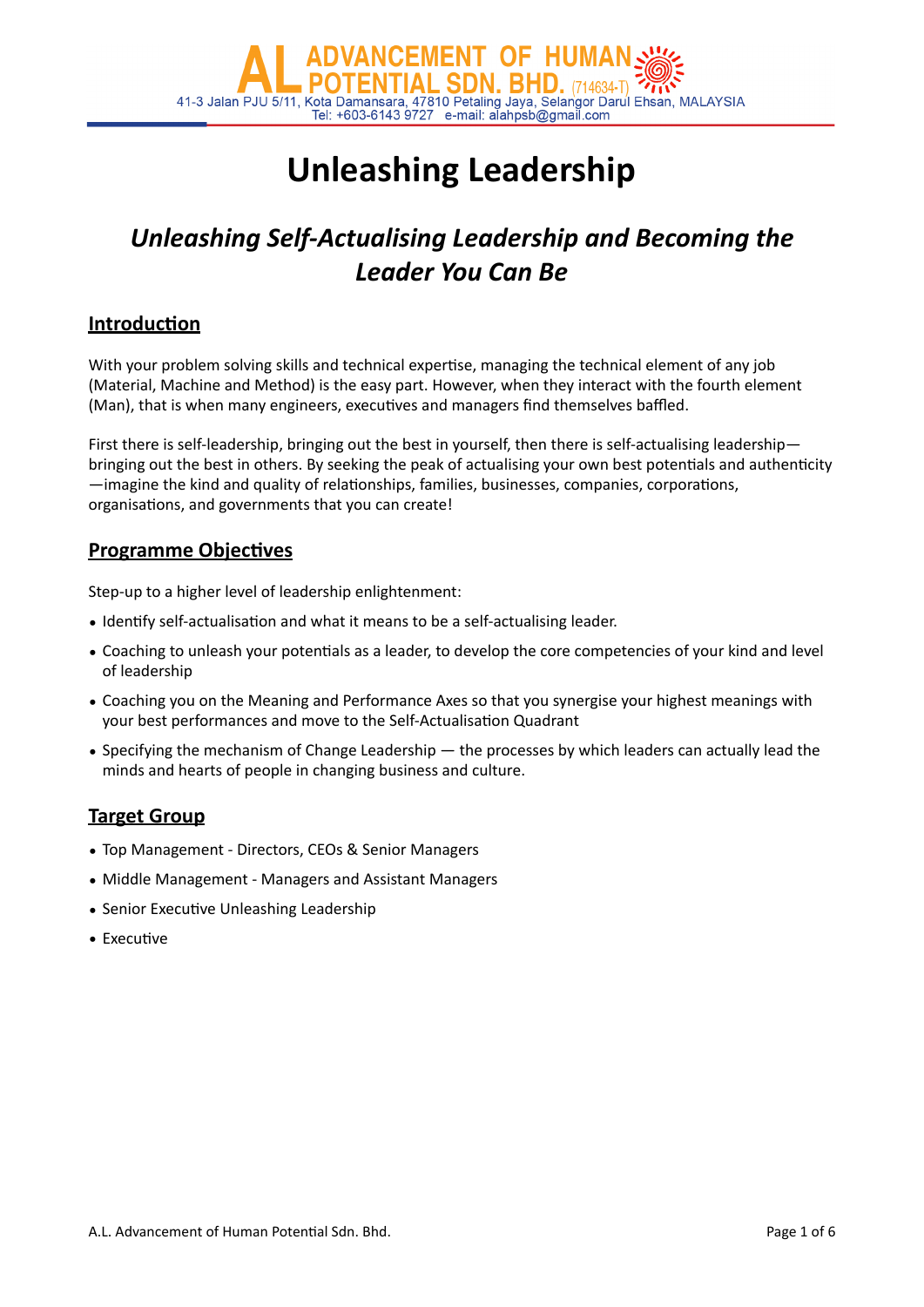AL ADVANCEMENT OF HUMAN POTENTIAL SDN. BHD. (714634-T)
41-3 Jalan PJU 5/11, Kota Damansara, 47810 Petaling Jaya, Selangor Darul Ehsan, MALAYSIA
Tel: +603-6143 9727 e-mail: alahpsb@gmail.com

# Unleashing Leadership

## *Unleashing Self-Actualising Leadership and Becoming the Leader You Can Be*

### Introduction

With your problem solving skills and technical expertise, managing the technical element of any job (Material, Machine and Method) is the easy part. However, when they interact with the fourth element (Man), that is when many engineers, executives and managers find themselves baffled.

First there is self-leadership, bringing out the best in yourself, then there is self-actualising leadership—bringing out the best in others. By seeking the peak of actualising your own best potentials and authenticity—imagine the kind and quality of relationships, families, businesses, companies, corporations, organisations, and governments that you can create!

### Programme Objectives

Step-up to a higher level of leadership enlightenment:

- Identify self-actualisation and what it means to be a self-actualising leader.
- Coaching to unleash your potentials as a leader, to develop the core competencies of your kind and level of leadership
- Coaching you on the Meaning and Performance Axes so that you synergise your highest meanings with your best performances and move to the Self-Actualisation Quadrant
- Specifying the mechanism of Change Leadership — the processes by which leaders can actually lead the minds and hearts of people in changing business and culture.

### Target Group

- Top Management - Directors, CEOs & Senior Managers
- Middle Management - Managers and Assistant Managers
- Senior Executive Unleashing Leadership
- Executive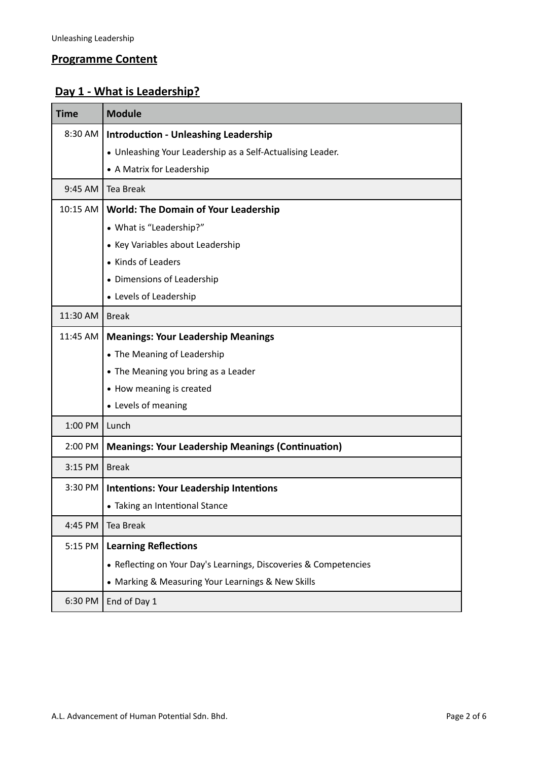## Programme Content

### Day 1 - What is Leadership?

| Time | Module |
|---|---|
| 8:30 AM | **Introduction - Unleashing Leadership**<br>• Unleashing Your Leadership as a Self-Actualising Leader.<br>• A Matrix for Leadership |
| 9:45 AM | Tea Break |
| 10:15 AM | **World: The Domain of Your Leadership**<br>• What is "Leadership?"<br>• Key Variables about Leadership<br>• Kinds of Leaders<br>• Dimensions of Leadership<br>• Levels of Leadership |
| 11:30 AM | Break |
| 11:45 AM | **Meanings: Your Leadership Meanings**<br>• The Meaning of Leadership<br>• The Meaning you bring as a Leader<br>• How meaning is created<br>• Levels of meaning |
| 1:00 PM | Lunch |
| 2:00 PM | **Meanings: Your Leadership Meanings (Continuation)** |
| 3:15 PM | Break |
| 3:30 PM | **Intentions: Your Leadership Intentions**<br>• Taking an Intentional Stance |
| 4:45 PM | Tea Break |
| 5:15 PM | **Learning Reflections**<br>• Reflecting on Your Day's Learnings, Discoveries & Competencies<br>• Marking & Measuring Your Learnings & New Skills |
| 6:30 PM | End of Day 1 |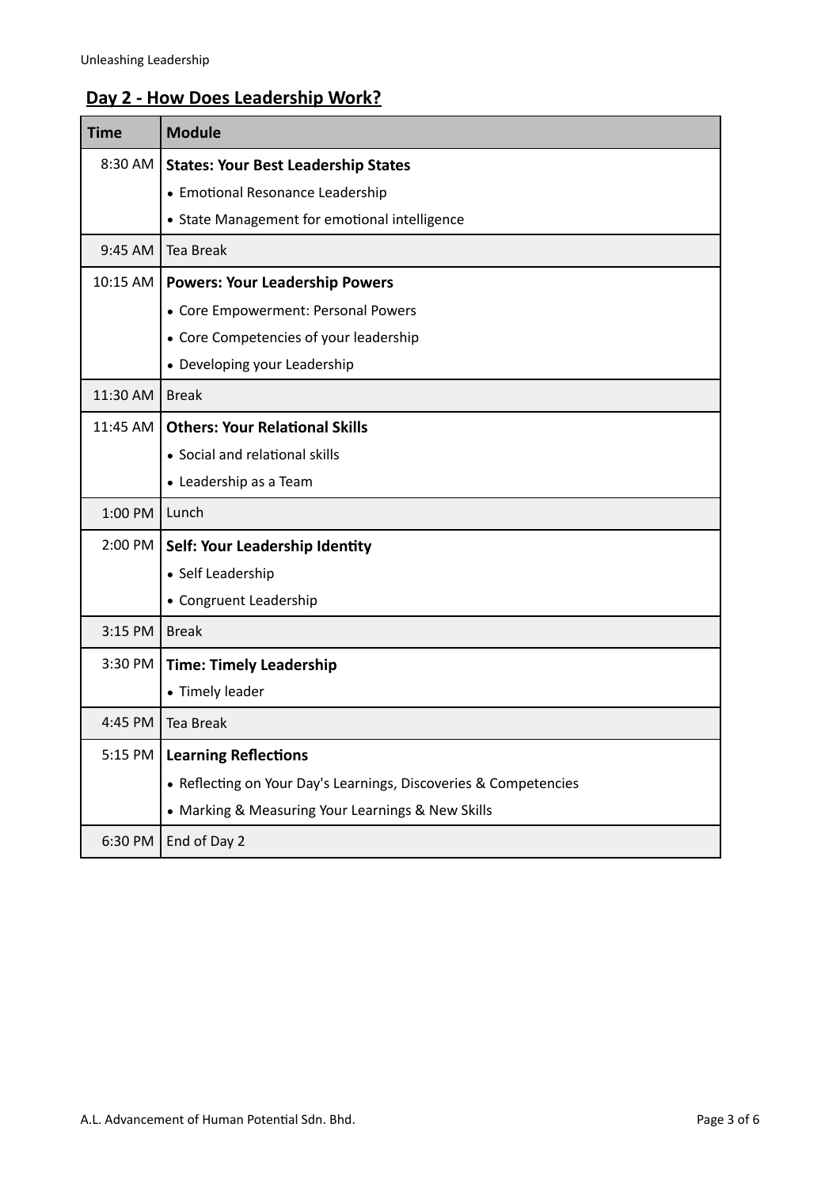## Day 2 - How Does Leadership Work?

| Time | Module |
|---|---|
| 8:30 AM | **States: Your Best Leadership States**<br>• Emotional Resonance Leadership<br>• State Management for emotional intelligence |
| 9:45 AM | Tea Break |
| 10:15 AM | **Powers: Your Leadership Powers**<br>• Core Empowerment: Personal Powers<br>• Core Competencies of your leadership<br>• Developing your Leadership |
| 11:30 AM | Break |
| 11:45 AM | **Others: Your Relational Skills**<br>• Social and relational skills<br>• Leadership as a Team |
| 1:00 PM | Lunch |
| 2:00 PM | **Self: Your Leadership Identity**<br>• Self Leadership<br>• Congruent Leadership |
| 3:15 PM | Break |
| 3:30 PM | **Time: Timely Leadership**<br>• Timely leader |
| 4:45 PM | Tea Break |
| 5:15 PM | **Learning Reflections**<br>• Reflecting on Your Day's Learnings, Discoveries & Competencies<br>• Marking & Measuring Your Learnings & New Skills |
| 6:30 PM | End of Day 2 |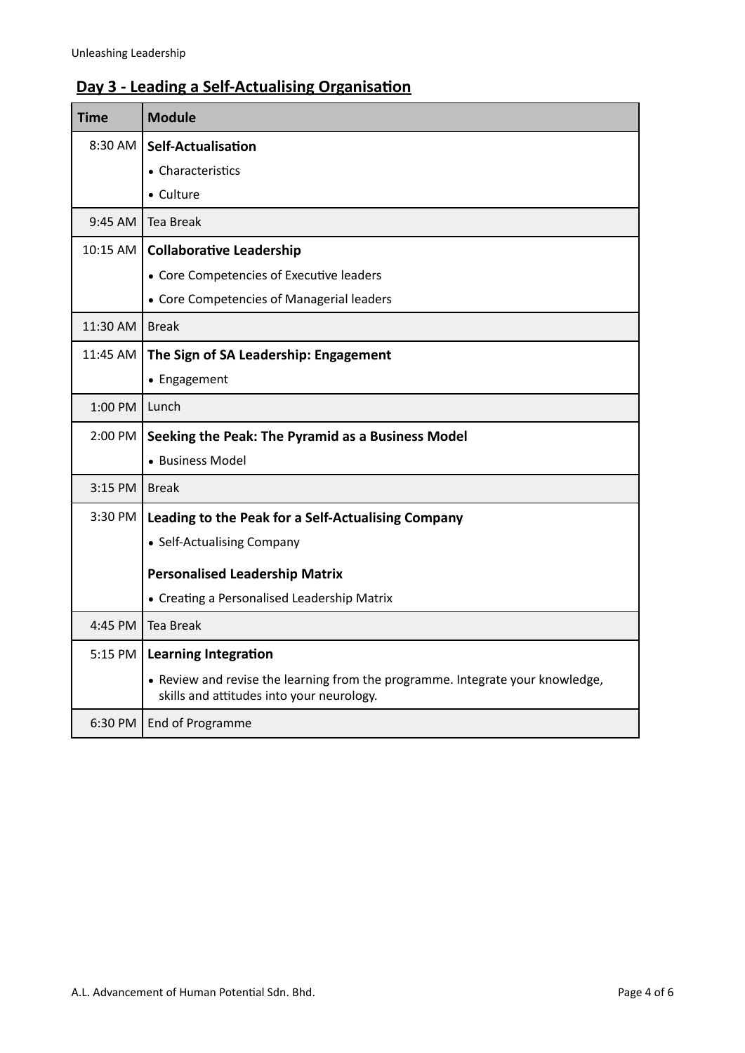## Day 3 - Leading a Self-Actualising Organisation

| Time | Module |
|---|---|
| 8:30 AM | **Self-Actualisation**<br>• Characteristics<br>• Culture |
| 9:45 AM | Tea Break |
| 10:15 AM | **Collaborative Leadership**<br>• Core Competencies of Executive leaders<br>• Core Competencies of Managerial leaders |
| 11:30 AM | Break |
| 11:45 AM | **The Sign of SA Leadership: Engagement**<br>• Engagement |
| 1:00 PM | Lunch |
| 2:00 PM | **Seeking the Peak: The Pyramid as a Business Model**<br>• Business Model |
| 3:15 PM | Break |
| 3:30 PM | **Leading to the Peak for a Self-Actualising Company**<br>• Self-Actualising Company<br>**Personalised Leadership Matrix**<br>• Creating a Personalised Leadership Matrix |
| 4:45 PM | Tea Break |
| 5:15 PM | **Learning Integration**<br>• Review and revise the learning from the programme. Integrate your knowledge, skills and attitudes into your neurology. |
| 6:30 PM | End of Programme |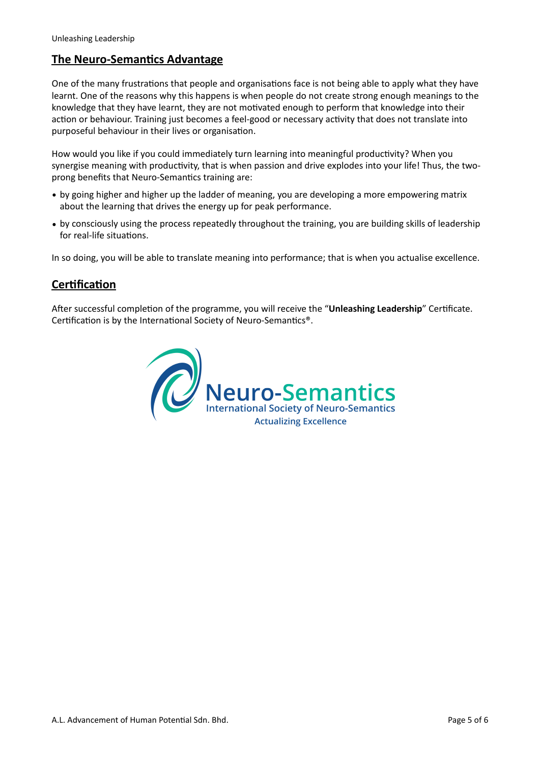## The Neuro-Semantics Advantage

One of the many frustrations that people and organisations face is not being able to apply what they have learnt. One of the reasons why this happens is when people do not create strong enough meanings to the knowledge that they have learnt, they are not motivated enough to perform that knowledge into their action or behaviour. Training just becomes a feel-good or necessary activity that does not translate into purposeful behaviour in their lives or organisation.

How would you like if you could immediately turn learning into meaningful productivity? When you synergise meaning with productivity, that is when passion and drive explodes into your life! Thus, the two-prong benefits that Neuro-Semantics training are:

- by going higher and higher up the ladder of meaning, you are developing a more empowering matrix about the learning that drives the energy up for peak performance.
- by consciously using the process repeatedly throughout the training, you are building skills of leadership for real-life situations.

In so doing, you will be able to translate meaning into performance; that is when you actualise excellence.

## Certification

After successful completion of the programme, you will receive the "**Unleashing Leadership**" Certificate. Certification is by the International Society of Neuro-Semantics®.

Neuro-Semantics
International Society of Neuro-Semantics
Actualizing Excellence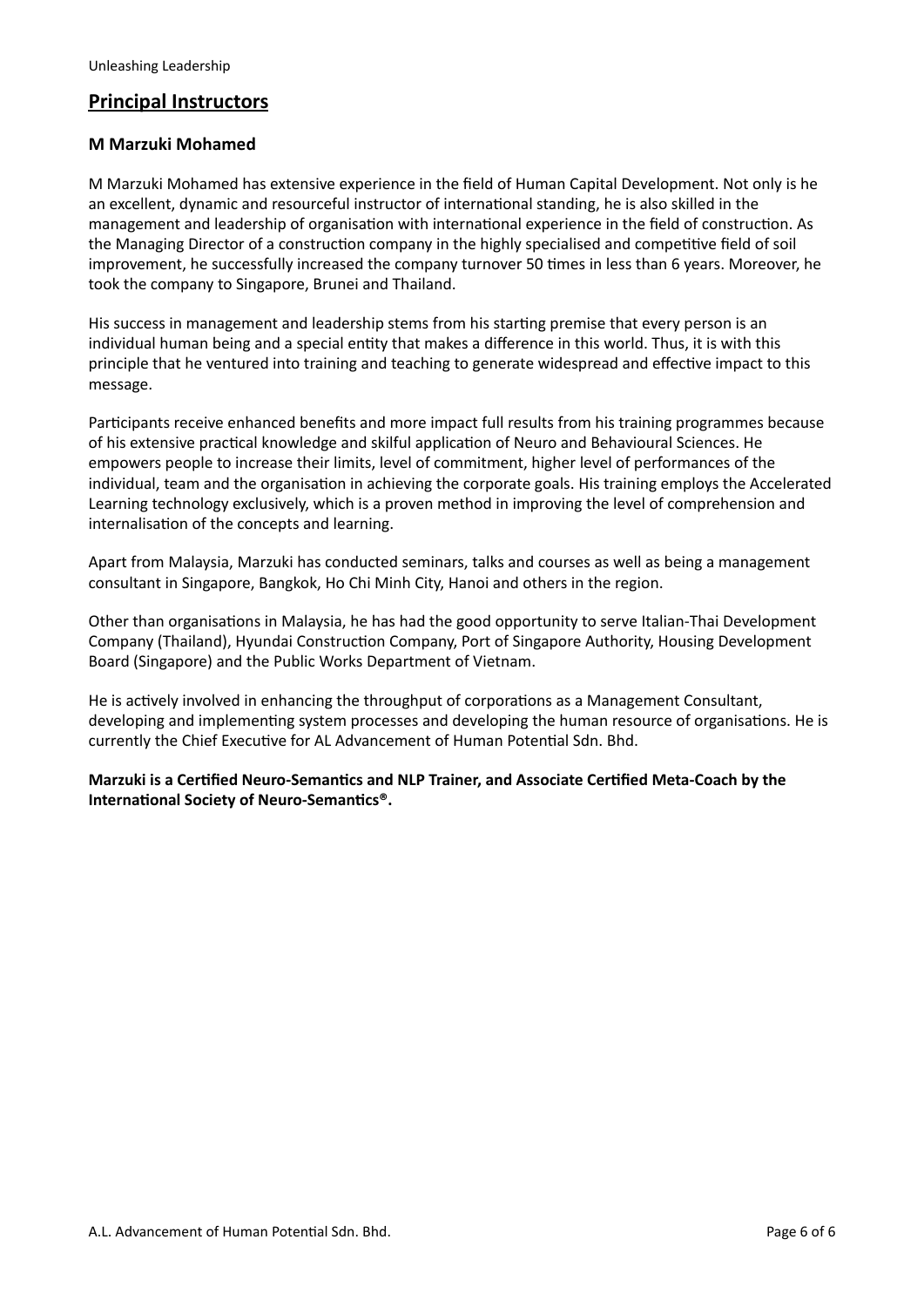## Principal Instructors

### M Marzuki Mohamed

M Marzuki Mohamed has extensive experience in the field of Human Capital Development. Not only is he an excellent, dynamic and resourceful instructor of international standing, he is also skilled in the management and leadership of organisation with international experience in the field of construction. As the Managing Director of a construction company in the highly specialised and competitive field of soil improvement, he successfully increased the company turnover 50 times in less than 6 years. Moreover, he took the company to Singapore, Brunei and Thailand.

His success in management and leadership stems from his starting premise that every person is an individual human being and a special entity that makes a difference in this world. Thus, it is with this principle that he ventured into training and teaching to generate widespread and effective impact to this message.

Participants receive enhanced benefits and more impact full results from his training programmes because of his extensive practical knowledge and skilful application of Neuro and Behavioural Sciences. He empowers people to increase their limits, level of commitment, higher level of performances of the individual, team and the organisation in achieving the corporate goals. His training employs the Accelerated Learning technology exclusively, which is a proven method in improving the level of comprehension and internalisation of the concepts and learning.

Apart from Malaysia, Marzuki has conducted seminars, talks and courses as well as being a management consultant in Singapore, Bangkok, Ho Chi Minh City, Hanoi and others in the region.

Other than organisations in Malaysia, he has had the good opportunity to serve Italian-Thai Development Company (Thailand), Hyundai Construction Company, Port of Singapore Authority, Housing Development Board (Singapore) and the Public Works Department of Vietnam.

He is actively involved in enhancing the throughput of corporations as a Management Consultant, developing and implementing system processes and developing the human resource of organisations. He is currently the Chief Executive for AL Advancement of Human Potential Sdn. Bhd.

**Marzuki is a Certified Neuro-Semantics and NLP Trainer, and Associate Certified Meta-Coach by the International Society of Neuro-Semantics®.**